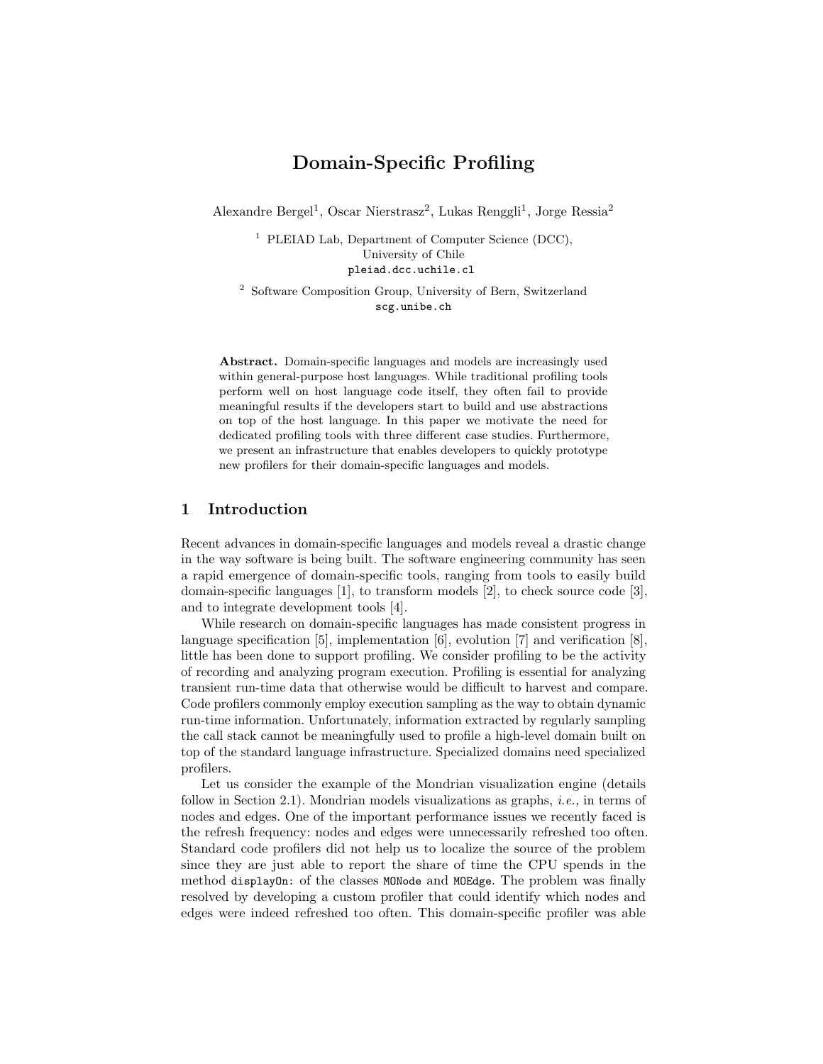# Domain-Specific Profiling

Alexandre Bergel[1], Oscar Nierstrasz[2], Lukas Renggli[1], Jorge Ressia[2]

[1] PLEIAD Lab, Department of Computer Science (DCC), University of Chile
`pleiad.dcc.uchile.cl`

[2] Software Composition Group, University of Bern, Switzerland
`scg.unibe.ch`

**Abstract.** Domain-specific languages and models are increasingly used within general-purpose host languages. While traditional profiling tools perform well on host language code itself, they often fail to provide meaningful results if the developers start to build and use abstractions on top of the host language. In this paper we motivate the need for dedicated profiling tools with three different case studies. Furthermore, we present an infrastructure that enables developers to quickly prototype new profilers for their domain-specific languages and models.

## 1 Introduction

Recent advances in domain-specific languages and models reveal a drastic change in the way software is being built. The software engineering community has seen a rapid emergence of domain-specific tools, ranging from tools to easily build domain-specific languages [1], to transform models [2], to check source code [3], and to integrate development tools [4].

While research on domain-specific languages has made consistent progress in language specification [5], implementation [6], evolution [7] and verification [8], little has been done to support profiling. We consider profiling to be the activity of recording and analyzing program execution. Profiling is essential for analyzing transient run-time data that otherwise would be difficult to harvest and compare. Code profilers commonly employ execution sampling as the way to obtain dynamic run-time information. Unfortunately, information extracted by regularly sampling the call stack cannot be meaningfully used to profile a high-level domain built on top of the standard language infrastructure. Specialized domains need specialized profilers.

Let us consider the example of the Mondrian visualization engine (details follow in Section 2.1). Mondrian models visualizations as graphs, *i.e.,* in terms of nodes and edges. One of the important performance issues we recently faced is the refresh frequency: nodes and edges were unnecessarily refreshed too often. Standard code profilers did not help us to localize the source of the problem since they are just able to report the share of time the CPU spends in the method `displayOn:` of the classes `MONode` and `MOEdge`. The problem was finally resolved by developing a custom profiler that could identify which nodes and edges were indeed refreshed too often. This domain-specific profiler was able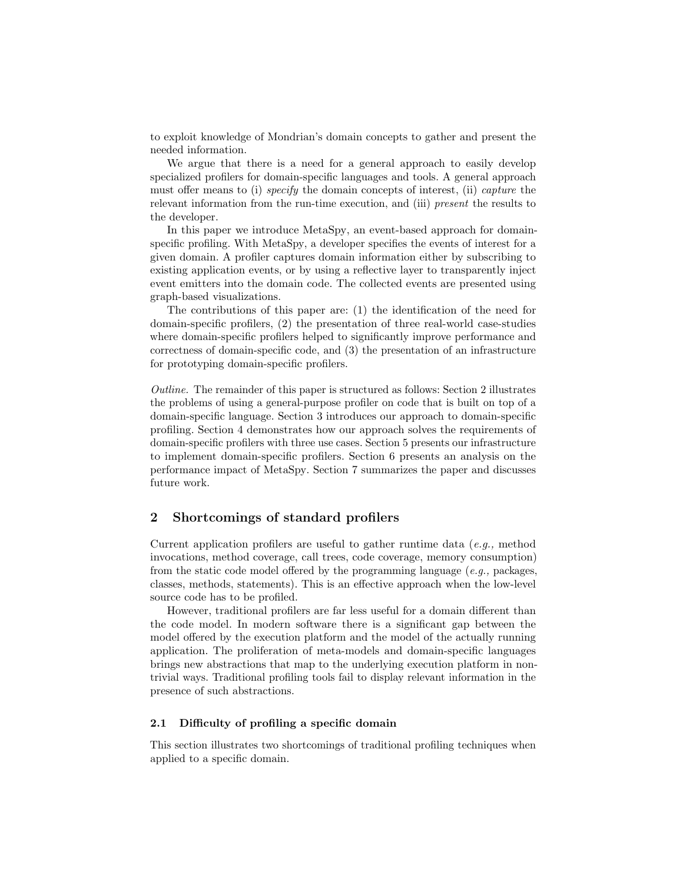to exploit knowledge of Mondrian's domain concepts to gather and present the needed information.

We argue that there is a need for a general approach to easily develop specialized profilers for domain-specific languages and tools. A general approach must offer means to (i) *specify* the domain concepts of interest, (ii) *capture* the relevant information from the run-time execution, and (iii) *present* the results to the developer.

In this paper we introduce MetaSpy, an event-based approach for domain-specific profiling. With MetaSpy, a developer specifies the events of interest for a given domain. A profiler captures domain information either by subscribing to existing application events, or by using a reflective layer to transparently inject event emitters into the domain code. The collected events are presented using graph-based visualizations.

The contributions of this paper are: (1) the identification of the need for domain-specific profilers, (2) the presentation of three real-world case-studies where domain-specific profilers helped to significantly improve performance and correctness of domain-specific code, and (3) the presentation of an infrastructure for prototyping domain-specific profilers.

*Outline.* The remainder of this paper is structured as follows: Section 2 illustrates the problems of using a general-purpose profiler on code that is built on top of a domain-specific language. Section 3 introduces our approach to domain-specific profiling. Section 4 demonstrates how our approach solves the requirements of domain-specific profilers with three use cases. Section 5 presents our infrastructure to implement domain-specific profilers. Section 6 presents an analysis on the performance impact of MetaSpy. Section 7 summarizes the paper and discusses future work.

## 2 Shortcomings of standard profilers

Current application profilers are useful to gather runtime data (*e.g.,* method invocations, method coverage, call trees, code coverage, memory consumption) from the static code model offered by the programming language (*e.g.,* packages, classes, methods, statements). This is an effective approach when the low-level source code has to be profiled.

However, traditional profilers are far less useful for a domain different than the code model. In modern software there is a significant gap between the model offered by the execution platform and the model of the actually running application. The proliferation of meta-models and domain-specific languages brings new abstractions that map to the underlying execution platform in non-trivial ways. Traditional profiling tools fail to display relevant information in the presence of such abstractions.

### 2.1 Difficulty of profiling a specific domain

This section illustrates two shortcomings of traditional profiling techniques when applied to a specific domain.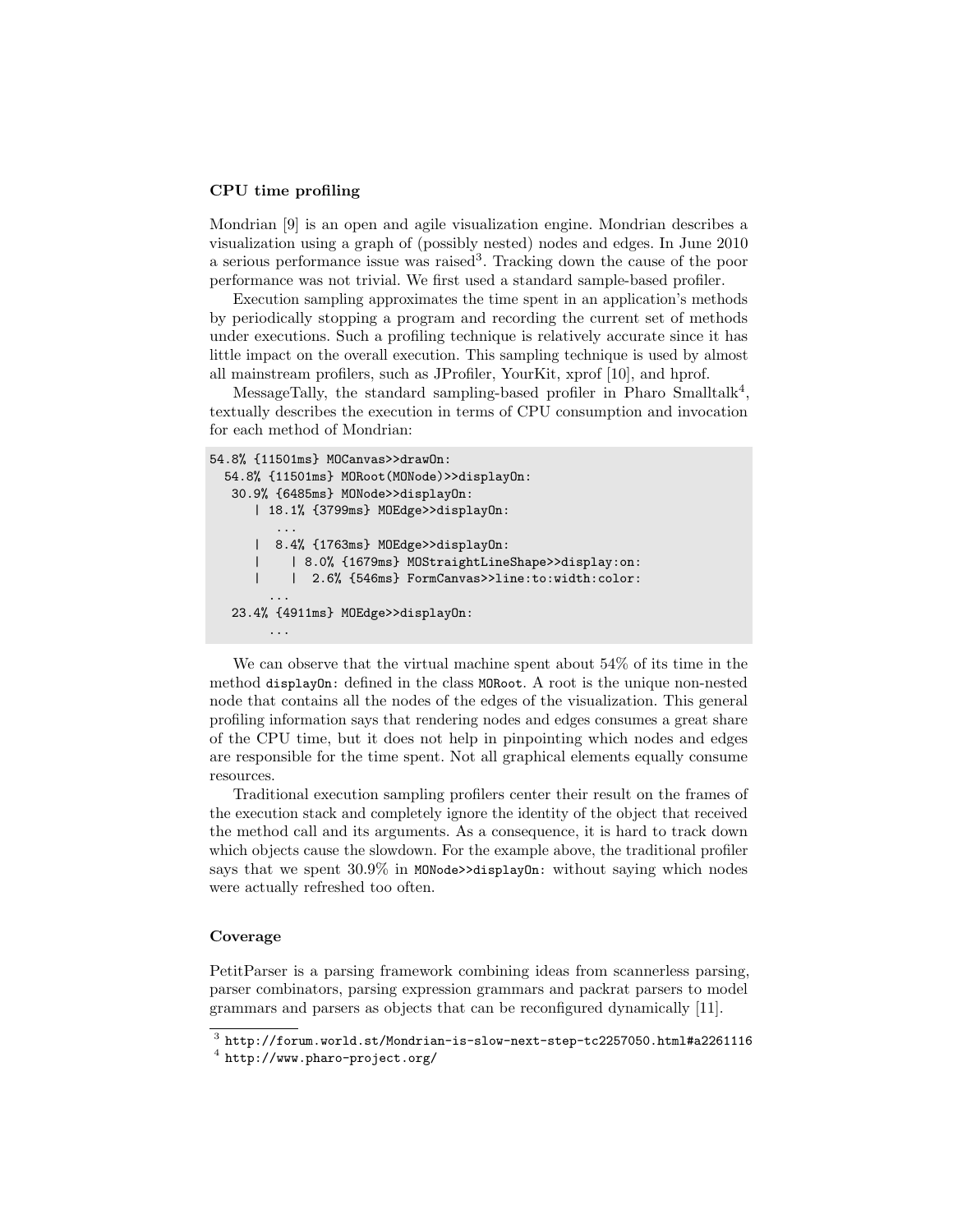### CPU time profiling

Mondrian [9] is an open and agile visualization engine. Mondrian describes a visualization using a graph of (possibly nested) nodes and edges. In June 2010 a serious performance issue was raised[3]. Tracking down the cause of the poor performance was not trivial. We first used a standard sample-based profiler.

Execution sampling approximates the time spent in an application's methods by periodically stopping a program and recording the current set of methods under executions. Such a profiling technique is relatively accurate since it has little impact on the overall execution. This sampling technique is used by almost all mainstream profilers, such as JProfiler, YourKit, xprof [10], and hprof.

MessageTally, the standard sampling-based profiler in Pharo Smalltalk[4], textually describes the execution in terms of CPU consumption and invocation for each method of Mondrian:

```
54.8% {11501ms} MOCanvas>>drawOn:
  54.8% {11501ms} MORoot(MONode)>>displayOn:
   30.9% {6485ms} MONode>>displayOn:
      | 18.1% {3799ms} MOEdge>>displayOn:
         ...
      |  8.4% {1763ms} MOEdge>>displayOn:
      |    | 8.0% {1679ms} MOStraightLineShape>>display:on:
      |    |  2.6% {546ms} FormCanvas>>line:to:width:color:
        ...
   23.4% {4911ms} MOEdge>>displayOn:
        ...
```

We can observe that the virtual machine spent about 54% of its time in the method `displayOn:` defined in the class `MORoot`. A root is the unique non-nested node that contains all the nodes of the edges of the visualization. This general profiling information says that rendering nodes and edges consumes a great share of the CPU time, but it does not help in pinpointing which nodes and edges are responsible for the time spent. Not all graphical elements equally consume resources.

Traditional execution sampling profilers center their result on the frames of the execution stack and completely ignore the identity of the object that received the method call and its arguments. As a consequence, it is hard to track down which objects cause the slowdown. For the example above, the traditional profiler says that we spent 30.9% in `MONode>>displayOn:` without saying which nodes were actually refreshed too often.

### Coverage

PetitParser is a parsing framework combining ideas from scannerless parsing, parser combinators, parsing expression grammars and packrat parsers to model grammars and parsers as objects that can be reconfigured dynamically [11].

---

[3] http://forum.world.st/Mondrian-is-slow-next-step-tc2257050.html#a2261116

[4] http://www.pharo-project.org/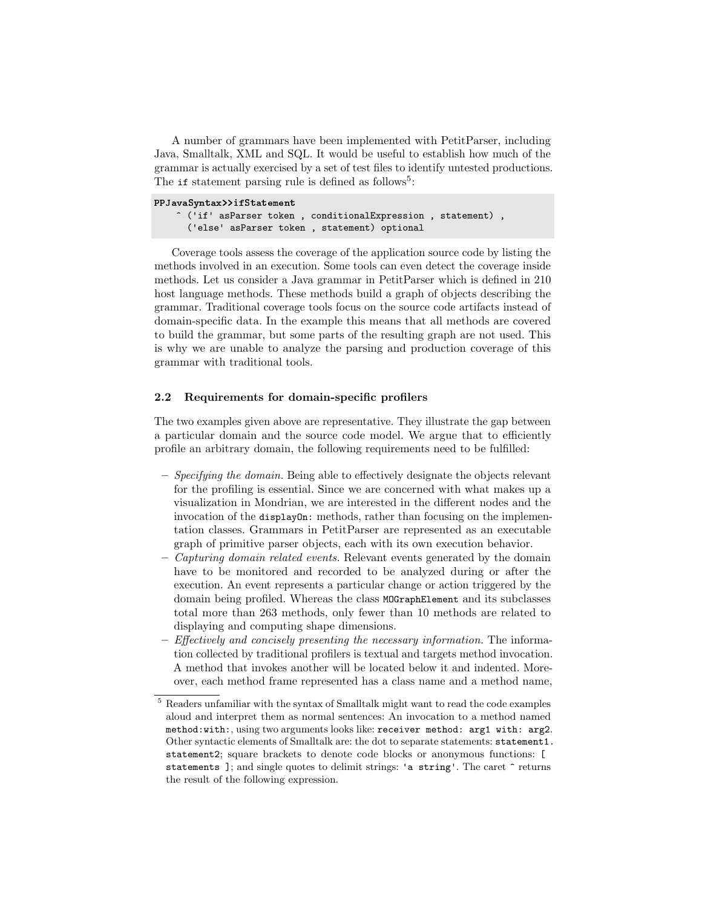A number of grammars have been implemented with PetitParser, including Java, Smalltalk, XML and SQL. It would be useful to establish how much of the grammar is actually exercised by a set of test files to identify untested productions. The `if` statement parsing rule is defined as follows[5]:

```
PPJavaSyntax>>ifStatement
    ^ ('if' asParser token , conditionalExpression , statement) ,
      ('else' asParser token , statement) optional
```

Coverage tools assess the coverage of the application source code by listing the methods involved in an execution. Some tools can even detect the coverage inside methods. Let us consider a Java grammar in PetitParser which is defined in 210 host language methods. These methods build a graph of objects describing the grammar. Traditional coverage tools focus on the source code artifacts instead of domain-specific data. In the example this means that all methods are covered to build the grammar, but some parts of the resulting graph are not used. This is why we are unable to analyze the parsing and production coverage of this grammar with traditional tools.

### 2.2 Requirements for domain-specific profilers

The two examples given above are representative. They illustrate the gap between a particular domain and the source code model. We argue that to efficiently profile an arbitrary domain, the following requirements need to be fulfilled:

- *Specifying the domain.* Being able to effectively designate the objects relevant for the profiling is essential. Since we are concerned with what makes up a visualization in Mondrian, we are interested in the different nodes and the invocation of the `displayOn:` methods, rather than focusing on the implementation classes. Grammars in PetitParser are represented as an executable graph of primitive parser objects, each with its own execution behavior.
- *Capturing domain related events.* Relevant events generated by the domain have to be monitored and recorded to be analyzed during or after the execution. An event represents a particular change or action triggered by the domain being profiled. Whereas the class `MOGraphElement` and its subclasses total more than 263 methods, only fewer than 10 methods are related to displaying and computing shape dimensions.
- *Effectively and concisely presenting the necessary information.* The information collected by traditional profilers is textual and targets method invocation. A method that invokes another will be located below it and indented. Moreover, each method frame represented has a class name and a method name,

[5] Readers unfamiliar with the syntax of Smalltalk might want to read the code examples aloud and interpret them as normal sentences: An invocation to a method named `method:with:`, using two arguments looks like: `receiver method: arg1 with: arg2`. Other syntactic elements of Smalltalk are: the dot to separate statements: `statement1. statement2`; square brackets to denote code blocks or anonymous functions: `[ statements ]`; and single quotes to delimit strings: `'a string'`. The caret `^` returns the result of the following expression.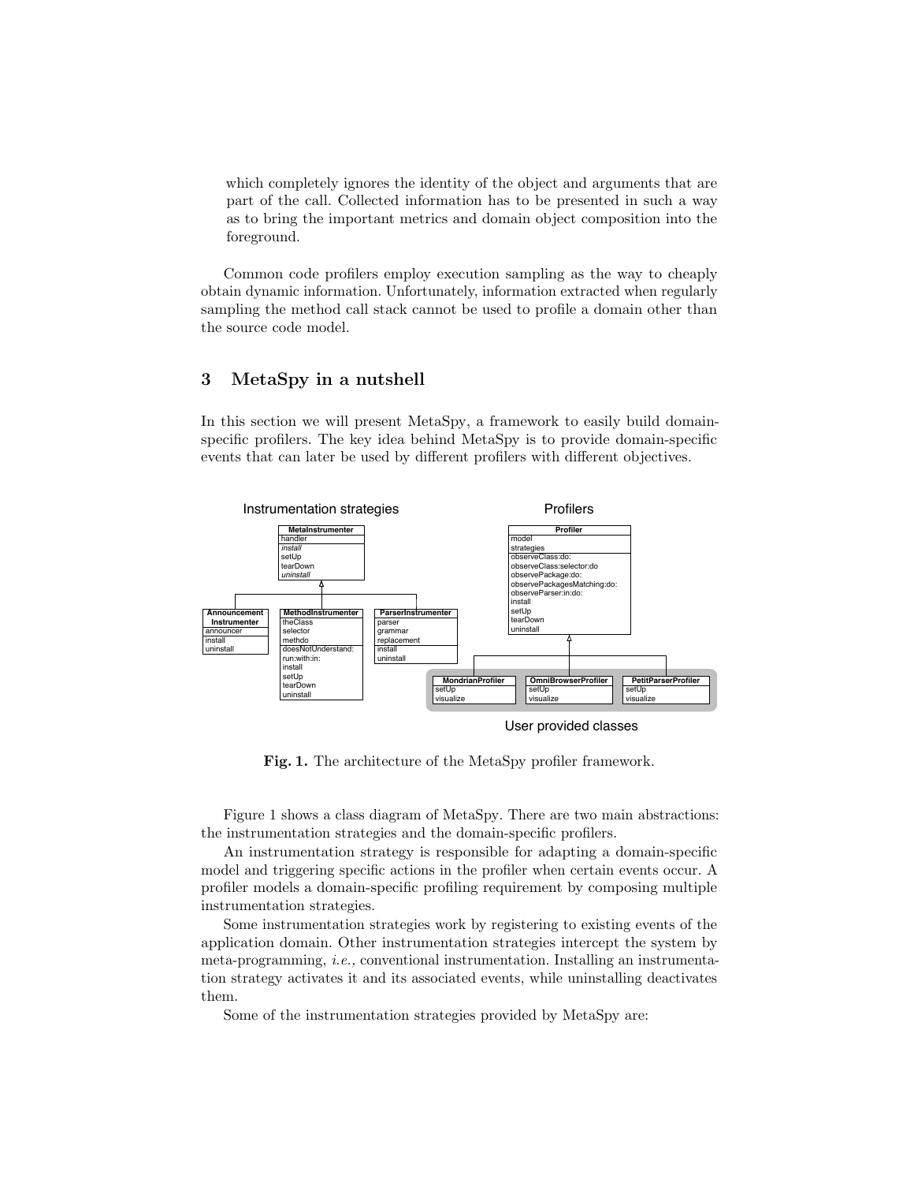which completely ignores the identity of the object and arguments that are part of the call. Collected information has to be presented in such a way as to bring the important metrics and domain object composition into the foreground.

Common code profilers employ execution sampling as the way to cheaply obtain dynamic information. Unfortunately, information extracted when regularly sampling the method call stack cannot be used to profile a domain other than the source code model.

## 3 MetaSpy in a nutshell

In this section we will present MetaSpy, a framework to easily build domain-specific profilers. The key idea behind MetaSpy is to provide domain-specific events that can later be used by different profilers with different objectives.

**Fig. 1.** The architecture of the MetaSpy profiler framework.

Figure 1 shows a class diagram of MetaSpy. There are two main abstractions: the instrumentation strategies and the domain-specific profilers.

An instrumentation strategy is responsible for adapting a domain-specific model and triggering specific actions in the profiler when certain events occur. A profiler models a domain-specific profiling requirement by composing multiple instrumentation strategies.

Some instrumentation strategies work by registering to existing events of the application domain. Other instrumentation strategies intercept the system by meta-programming, *i.e.,* conventional instrumentation. Installing an instrumentation strategy activates it and its associated events, while uninstalling deactivates them.

Some of the instrumentation strategies provided by MetaSpy are: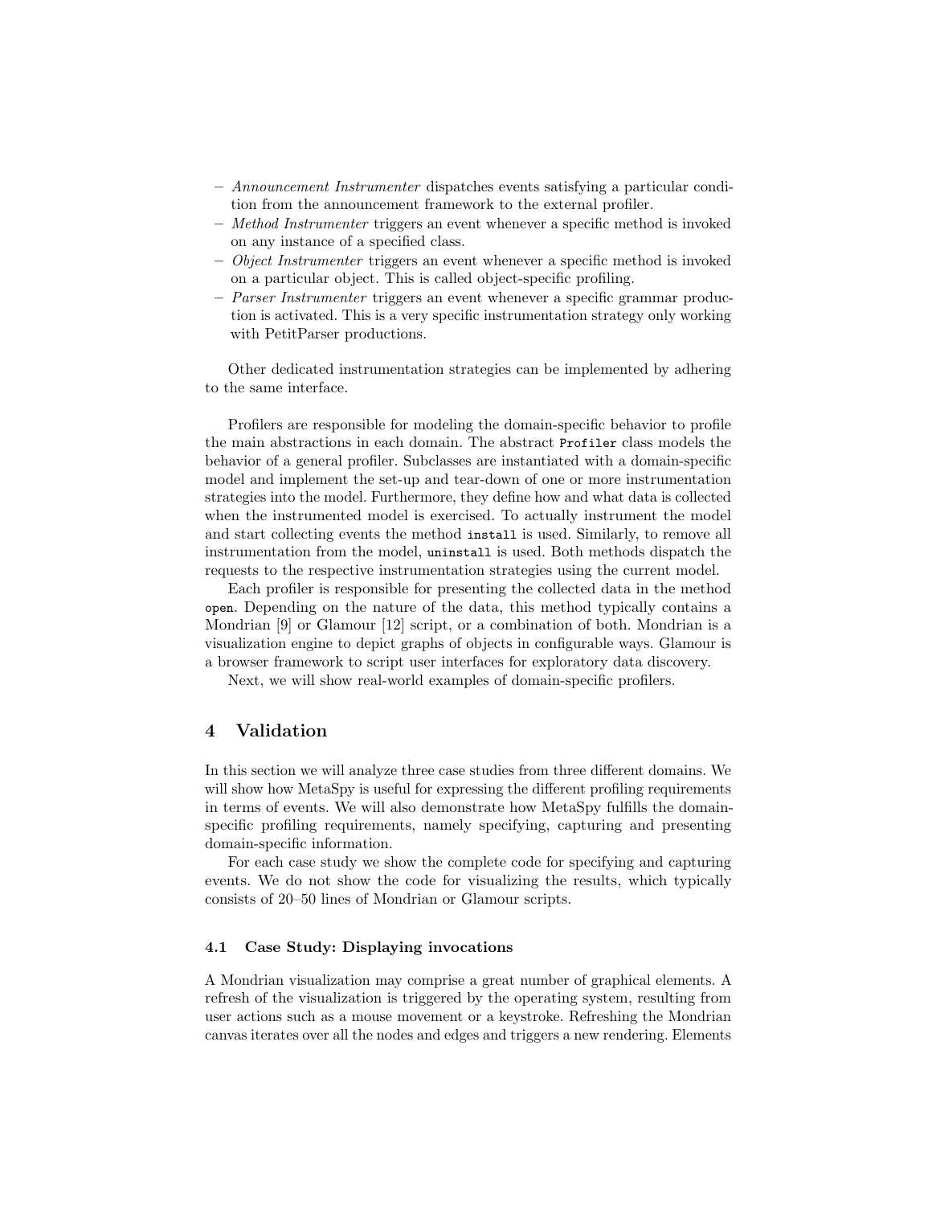- *Announcement Instrumenter* dispatches events satisfying a particular condition from the announcement framework to the external profiler.
- *Method Instrumenter* triggers an event whenever a specific method is invoked on any instance of a specified class.
- *Object Instrumenter* triggers an event whenever a specific method is invoked on a particular object. This is called object-specific profiling.
- *Parser Instrumenter* triggers an event whenever a specific grammar production is activated. This is a very specific instrumentation strategy only working with PetitParser productions.

Other dedicated instrumentation strategies can be implemented by adhering to the same interface.

Profilers are responsible for modeling the domain-specific behavior to profile the main abstractions in each domain. The abstract `Profiler` class models the behavior of a general profiler. Subclasses are instantiated with a domain-specific model and implement the set-up and tear-down of one or more instrumentation strategies into the model. Furthermore, they define how and what data is collected when the instrumented model is exercised. To actually instrument the model and start collecting events the method `install` is used. Similarly, to remove all instrumentation from the model, `uninstall` is used. Both methods dispatch the requests to the respective instrumentation strategies using the current model.

Each profiler is responsible for presenting the collected data in the method `open`. Depending on the nature of the data, this method typically contains a Mondrian [9] or Glamour [12] script, or a combination of both. Mondrian is a visualization engine to depict graphs of objects in configurable ways. Glamour is a browser framework to script user interfaces for exploratory data discovery.

Next, we will show real-world examples of domain-specific profilers.

## 4 Validation

In this section we will analyze three case studies from three different domains. We will show how MetaSpy is useful for expressing the different profiling requirements in terms of events. We will also demonstrate how MetaSpy fulfills the domain-specific profiling requirements, namely specifying, capturing and presenting domain-specific information.

For each case study we show the complete code for specifying and capturing events. We do not show the code for visualizing the results, which typically consists of 20–50 lines of Mondrian or Glamour scripts.

### 4.1 Case Study: Displaying invocations

A Mondrian visualization may comprise a great number of graphical elements. A refresh of the visualization is triggered by the operating system, resulting from user actions such as a mouse movement or a keystroke. Refreshing the Mondrian canvas iterates over all the nodes and edges and triggers a new rendering. Elements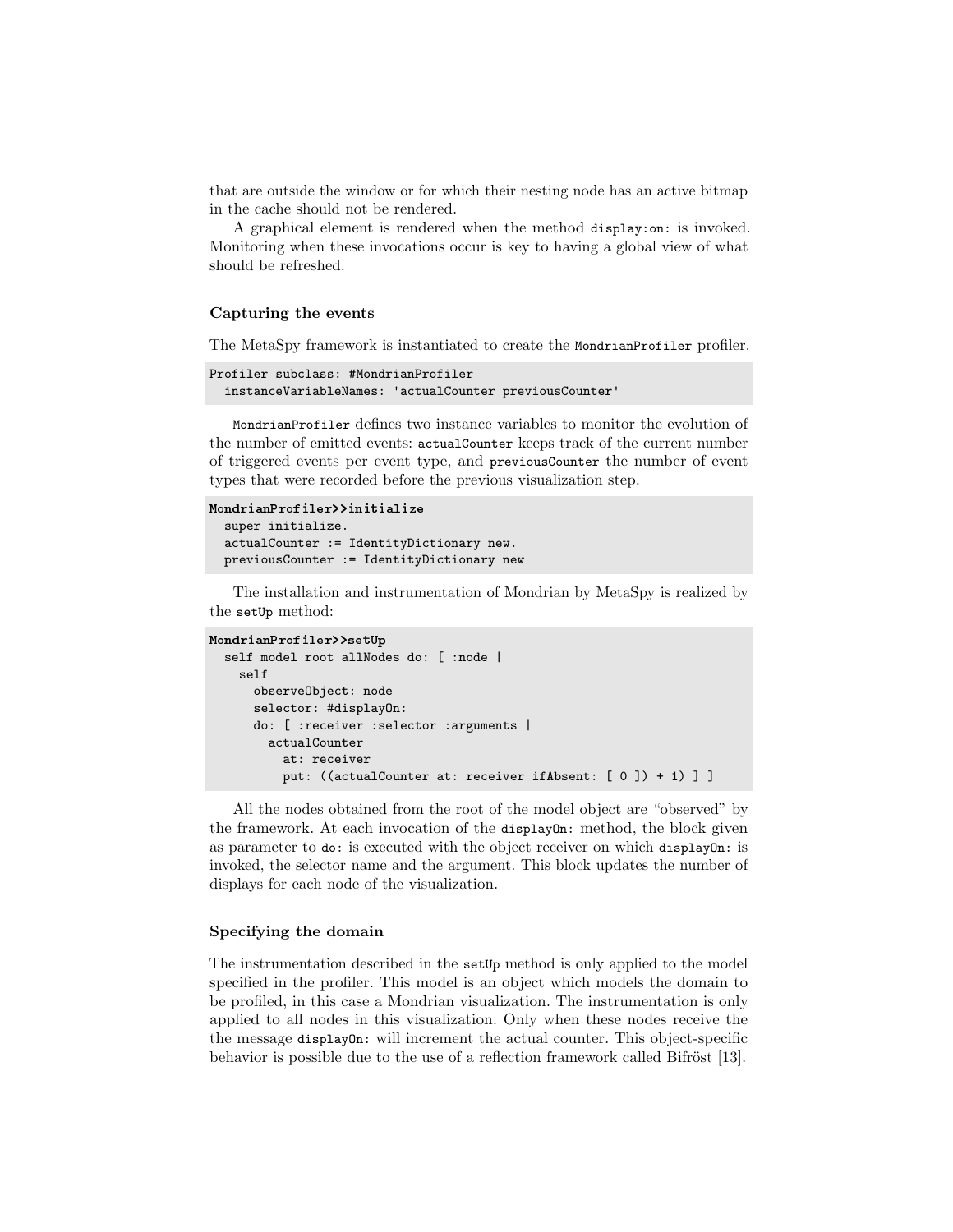that are outside the window or for which their nesting node has an active bitmap in the cache should not be rendered.

A graphical element is rendered when the method `display:on:` is invoked. Monitoring when these invocations occur is key to having a global view of what should be refreshed.

### Capturing the events

The MetaSpy framework is instantiated to create the `MondrianProfiler` profiler.

```
Profiler subclass: #MondrianProfiler
  instanceVariableNames: 'actualCounter previousCounter'
```

`MondrianProfiler` defines two instance variables to monitor the evolution of the number of emitted events: `actualCounter` keeps track of the current number of triggered events per event type, and `previousCounter` the number of event types that were recorded before the previous visualization step.

```
MondrianProfiler>>initialize
  super initialize.
  actualCounter := IdentityDictionary new.
  previousCounter := IdentityDictionary new
```

The installation and instrumentation of Mondrian by MetaSpy is realized by the `setUp` method:

```
MondrianProfiler>>setUp
  self model root allNodes do: [ :node |
    self
      observeObject: node
      selector: #displayOn:
      do: [ :receiver :selector :arguments |
        actualCounter
          at: receiver
          put: ((actualCounter at: receiver ifAbsent: [ 0 ]) + 1) ] ]
```

All the nodes obtained from the root of the model object are "observed" by the framework. At each invocation of the `displayOn:` method, the block given as parameter to `do:` is executed with the object receiver on which `displayOn:` is invoked, the selector name and the argument. This block updates the number of displays for each node of the visualization.

### Specifying the domain

The instrumentation described in the `setUp` method is only applied to the model specified in the profiler. This model is an object which models the domain to be profiled, in this case a Mondrian visualization. The instrumentation is only applied to all nodes in this visualization. Only when these nodes receive the the message `displayOn:` will increment the actual counter. This object-specific behavior is possible due to the use of a reflection framework called Bifröst [13].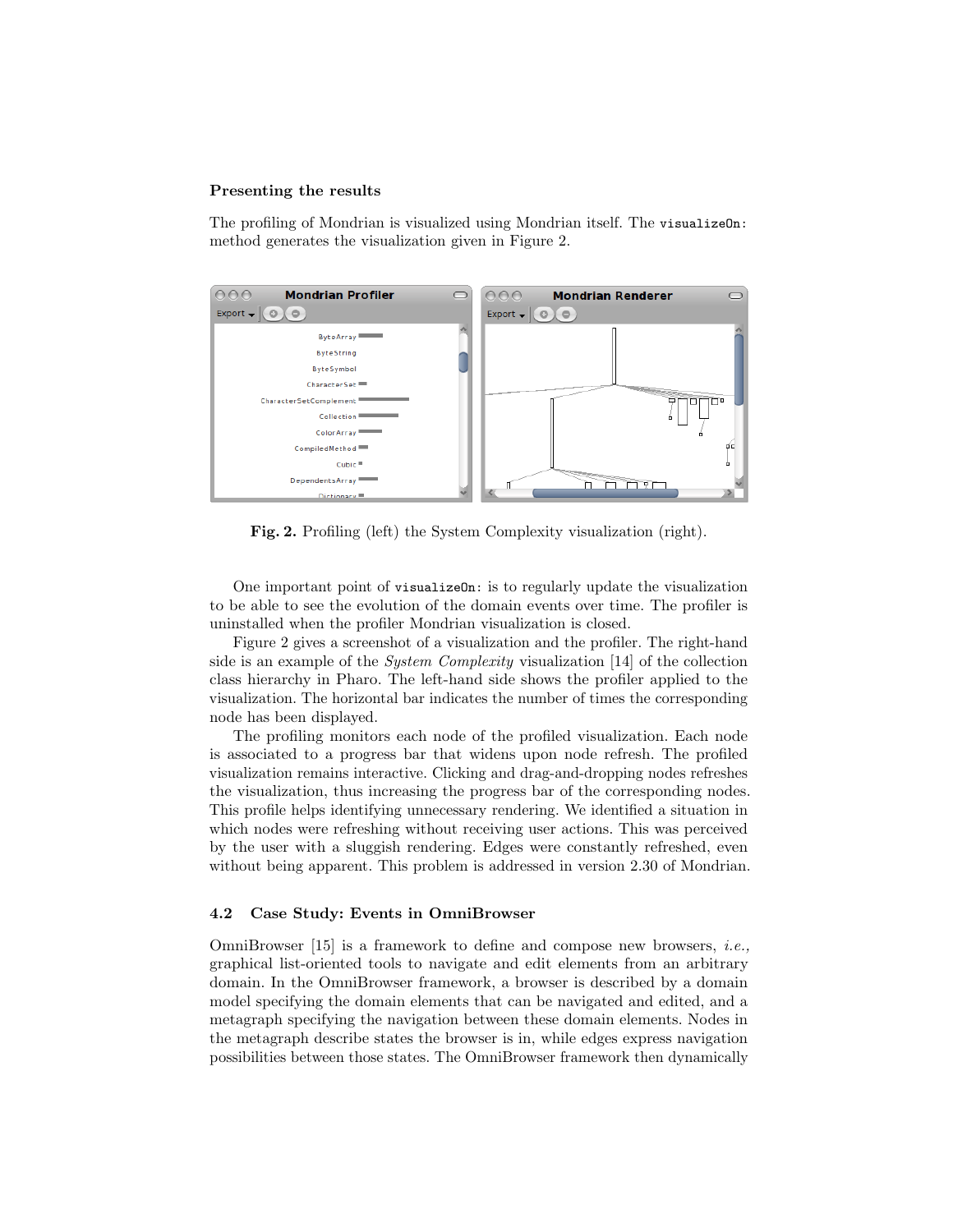**Presenting the results**

The profiling of Mondrian is visualized using Mondrian itself. The `visualizeOn:` method generates the visualization given in Figure 2.

**Fig. 2.** Profiling (left) the System Complexity visualization (right).

One important point of `visualizeOn:` is to regularly update the visualization to be able to see the evolution of the domain events over time. The profiler is uninstalled when the profiler Mondrian visualization is closed.

Figure 2 gives a screenshot of a visualization and the profiler. The right-hand side is an example of the *System Complexity* visualization [14] of the collection class hierarchy in Pharo. The left-hand side shows the profiler applied to the visualization. The horizontal bar indicates the number of times the corresponding node has been displayed.

The profiling monitors each node of the profiled visualization. Each node is associated to a progress bar that widens upon node refresh. The profiled visualization remains interactive. Clicking and drag-and-dropping nodes refreshes the visualization, thus increasing the progress bar of the corresponding nodes. This profile helps identifying unnecessary rendering. We identified a situation in which nodes were refreshing without receiving user actions. This was perceived by the user with a sluggish rendering. Edges were constantly refreshed, even without being apparent. This problem is addressed in version 2.30 of Mondrian.

### 4.2 Case Study: Events in OmniBrowser

OmniBrowser [15] is a framework to define and compose new browsers, *i.e.,* graphical list-oriented tools to navigate and edit elements from an arbitrary domain. In the OmniBrowser framework, a browser is described by a domain model specifying the domain elements that can be navigated and edited, and a metagraph specifying the navigation between these domain elements. Nodes in the metagraph describe states the browser is in, while edges express navigation possibilities between those states. The OmniBrowser framework then dynamically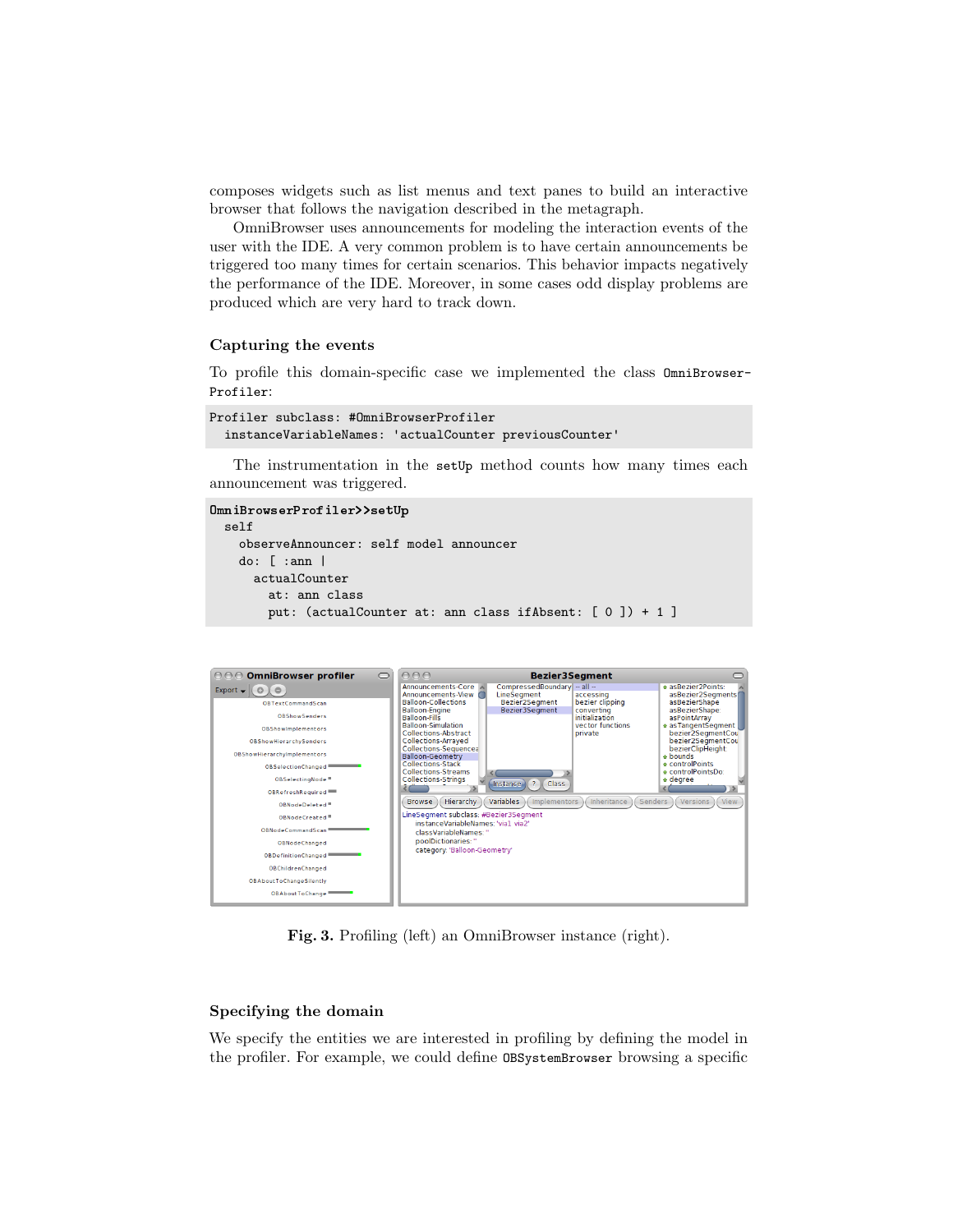composes widgets such as list menus and text panes to build an interactive browser that follows the navigation described in the metagraph.

OmniBrowser uses announcements for modeling the interaction events of the user with the IDE. A very common problem is to have certain announcements be triggered too many times for certain scenarios. This behavior impacts negatively the performance of the IDE. Moreover, in some cases odd display problems are produced which are very hard to track down.

### Capturing the events

To profile this domain-specific case we implemented the class `OmniBrowserProfiler`:

```
Profiler subclass: #OmniBrowserProfiler
  instanceVariableNames: 'actualCounter previousCounter'
```

The instrumentation in the `setUp` method counts how many times each announcement was triggered.

```
OmniBrowserProfiler>>setUp
  self
    observeAnnouncer: self model announcer
    do: [ :ann |
      actualCounter
        at: ann class
        put: (actualCounter at: ann class ifAbsent: [ 0 ]) + 1 ]
```

**Fig. 3.** Profiling (left) an OmniBrowser instance (right).

### Specifying the domain

We specify the entities we are interested in profiling by defining the model in the profiler. For example, we could define `OBSystemBrowser` browsing a specific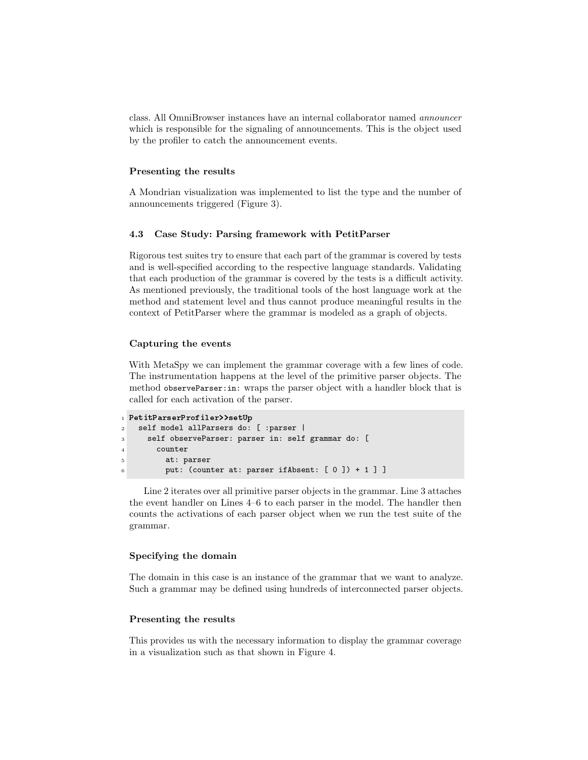class. All OmniBrowser instances have an internal collaborator named *announcer* which is responsible for the signaling of announcements. This is the object used by the profiler to catch the announcement events.

#### Presenting the results

A Mondrian visualization was implemented to list the type and the number of announcements triggered (Figure 3).

### 4.3 Case Study: Parsing framework with PetitParser

Rigorous test suites try to ensure that each part of the grammar is covered by tests and is well-specified according to the respective language standards. Validating that each production of the grammar is covered by the tests is a difficult activity. As mentioned previously, the traditional tools of the host language work at the method and statement level and thus cannot produce meaningful results in the context of PetitParser where the grammar is modeled as a graph of objects.

#### Capturing the events

With MetaSpy we can implement the grammar coverage with a few lines of code. The instrumentation happens at the level of the primitive parser objects. The method `observeParser:in:` wraps the parser object with a handler block that is called for each activation of the parser.

```
1 PetitParserProfiler>>setUp
2   self model allParsers do: [ :parser |
3     self observeParser: parser in: self grammar do: [
4       counter
5         at: parser
6         put: (counter at: parser ifAbsent: [ 0 ]) + 1 ] ]
```

Line 2 iterates over all primitive parser objects in the grammar. Line 3 attaches the event handler on Lines 4–6 to each parser in the model. The handler then counts the activations of each parser object when we run the test suite of the grammar.

#### Specifying the domain

The domain in this case is an instance of the grammar that we want to analyze. Such a grammar may be defined using hundreds of interconnected parser objects.

#### Presenting the results

This provides us with the necessary information to display the grammar coverage in a visualization such as that shown in Figure 4.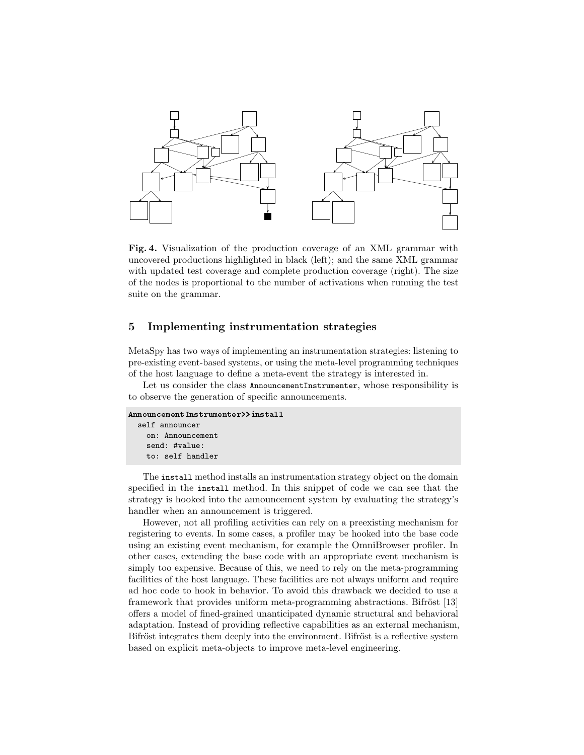**Fig. 4.** Visualization of the production coverage of an XML grammar with uncovered productions highlighted in black (left); and the same XML grammar with updated test coverage and complete production coverage (right). The size of the nodes is proportional to the number of activations when running the test suite on the grammar.

## 5 Implementing instrumentation strategies

MetaSpy has two ways of implementing an instrumentation strategies: listening to pre-existing event-based systems, or using the meta-level programming techniques of the host language to define a meta-event the strategy is interested in.

Let us consider the class `AnnouncementInstrumenter`, whose responsibility is to observe the generation of specific announcements.

```
AnnouncementInstrumenter>>install
  self announcer
    on: Announcement
    send: #value:
    to: self handler
```

The `install` method installs an instrumentation strategy object on the domain specified in the `install` method. In this snippet of code we can see that the strategy is hooked into the announcement system by evaluating the strategy's handler when an announcement is triggered.

However, not all profiling activities can rely on a preexisting mechanism for registering to events. In some cases, a profiler may be hooked into the base code using an existing event mechanism, for example the OmniBrowser profiler. In other cases, extending the base code with an appropriate event mechanism is simply too expensive. Because of this, we need to rely on the meta-programming facilities of the host language. These facilities are not always uniform and require ad hoc code to hook in behavior. To avoid this drawback we decided to use a framework that provides uniform meta-programming abstractions. Bifröst [13] offers a model of fined-grained unanticipated dynamic structural and behavioral adaptation. Instead of providing reflective capabilities as an external mechanism, Bifröst integrates them deeply into the environment. Bifröst is a reflective system based on explicit meta-objects to improve meta-level engineering.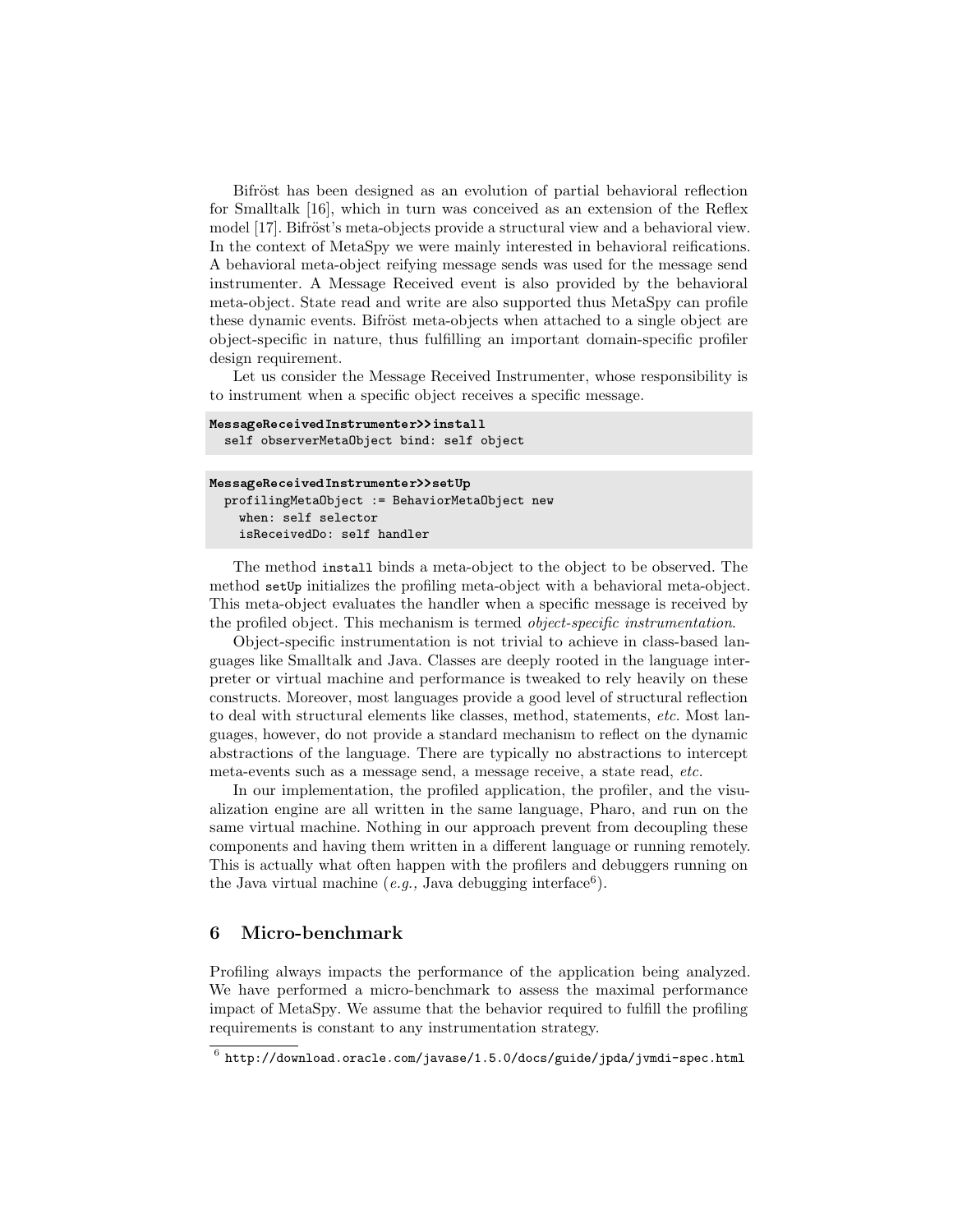Bifröst has been designed as an evolution of partial behavioral reflection for Smalltalk [16], which in turn was conceived as an extension of the Reflex model [17]. Bifröst's meta-objects provide a structural view and a behavioral view. In the context of MetaSpy we were mainly interested in behavioral reifications. A behavioral meta-object reifying message sends was used for the message send instrumenter. A Message Received event is also provided by the behavioral meta-object. State read and write are also supported thus MetaSpy can profile these dynamic events. Bifröst meta-objects when attached to a single object are object-specific in nature, thus fulfilling an important domain-specific profiler design requirement.

Let us consider the Message Received Instrumenter, whose responsibility is to instrument when a specific object receives a specific message.

```
MessageReceivedInstrumenter>>install
  self observerMetaObject bind: self object
```

```
MessageReceivedInstrumenter>>setUp
  profilingMetaObject := BehaviorMetaObject new
    when: self selector
    isReceivedDo: self handler
```

The method `install` binds a meta-object to the object to be observed. The method `setUp` initializes the profiling meta-object with a behavioral meta-object. This meta-object evaluates the handler when a specific message is received by the profiled object. This mechanism is termed *object-specific instrumentation*.

Object-specific instrumentation is not trivial to achieve in class-based languages like Smalltalk and Java. Classes are deeply rooted in the language interpreter or virtual machine and performance is tweaked to rely heavily on these constructs. Moreover, most languages provide a good level of structural reflection to deal with structural elements like classes, method, statements, *etc.* Most languages, however, do not provide a standard mechanism to reflect on the dynamic abstractions of the language. There are typically no abstractions to intercept meta-events such as a message send, a message receive, a state read, *etc.*

In our implementation, the profiled application, the profiler, and the visualization engine are all written in the same language, Pharo, and run on the same virtual machine. Nothing in our approach prevent from decoupling these components and having them written in a different language or running remotely. This is actually what often happen with the profilers and debuggers running on the Java virtual machine (*e.g.,* Java debugging interface[6]).

## 6 Micro-benchmark

Profiling always impacts the performance of the application being analyzed. We have performed a micro-benchmark to assess the maximal performance impact of MetaSpy. We assume that the behavior required to fulfill the profiling requirements is constant to any instrumentation strategy.

[6] `http://download.oracle.com/javase/1.5.0/docs/guide/jpda/jvmdi-spec.html`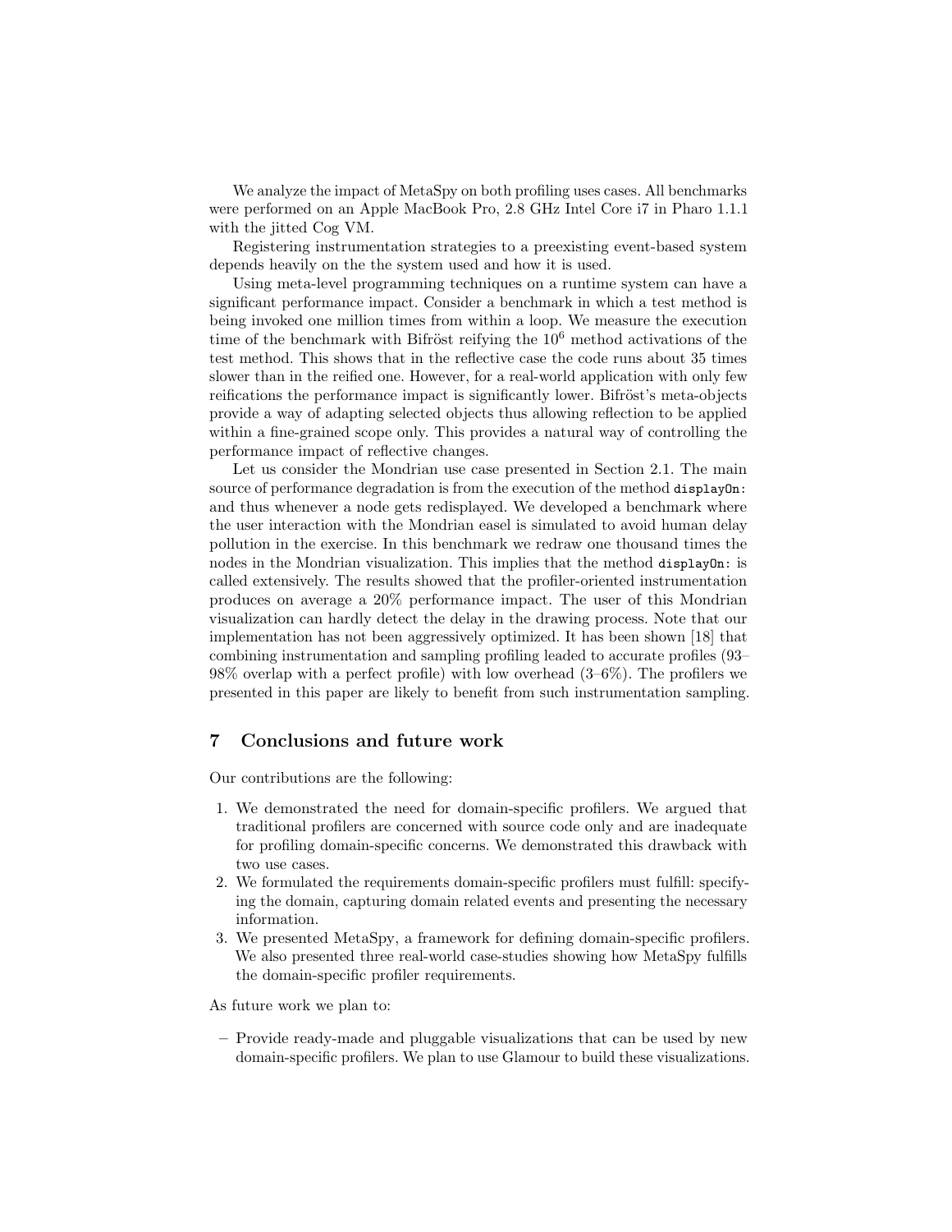We analyze the impact of MetaSpy on both profiling uses cases. All benchmarks were performed on an Apple MacBook Pro, 2.8 GHz Intel Core i7 in Pharo 1.1.1 with the jitted Cog VM.

Registering instrumentation strategies to a preexisting event-based system depends heavily on the the system used and how it is used.

Using meta-level programming techniques on a runtime system can have a significant performance impact. Consider a benchmark in which a test method is being invoked one million times from within a loop. We measure the execution time of the benchmark with Bifröst reifying the $10^6$ method activations of the test method. This shows that in the reflective case the code runs about 35 times slower than in the reified one. However, for a real-world application with only few reifications the performance impact is significantly lower. Bifröst's meta-objects provide a way of adapting selected objects thus allowing reflection to be applied within a fine-grained scope only. This provides a natural way of controlling the performance impact of reflective changes.

Let us consider the Mondrian use case presented in Section 2.1. The main source of performance degradation is from the execution of the method `displayOn:` and thus whenever a node gets redisplayed. We developed a benchmark where the user interaction with the Mondrian easel is simulated to avoid human delay pollution in the exercise. In this benchmark we redraw one thousand times the nodes in the Mondrian visualization. This implies that the method `displayOn:` is called extensively. The results showed that the profiler-oriented instrumentation produces on average a 20% performance impact. The user of this Mondrian visualization can hardly detect the delay in the drawing process. Note that our implementation has not been aggressively optimized. It has been shown [18] that combining instrumentation and sampling profiling leaded to accurate profiles (93–98% overlap with a perfect profile) with low overhead (3–6%). The profilers we presented in this paper are likely to benefit from such instrumentation sampling.

## 7 Conclusions and future work

Our contributions are the following:

1. We demonstrated the need for domain-specific profilers. We argued that traditional profilers are concerned with source code only and are inadequate for profiling domain-specific concerns. We demonstrated this drawback with two use cases.
2. We formulated the requirements domain-specific profilers must fulfill: specifying the domain, capturing domain related events and presenting the necessary information.
3. We presented MetaSpy, a framework for defining domain-specific profilers. We also presented three real-world case-studies showing how MetaSpy fulfills the domain-specific profiler requirements.

As future work we plan to:

– Provide ready-made and pluggable visualizations that can be used by new domain-specific profilers. We plan to use Glamour to build these visualizations.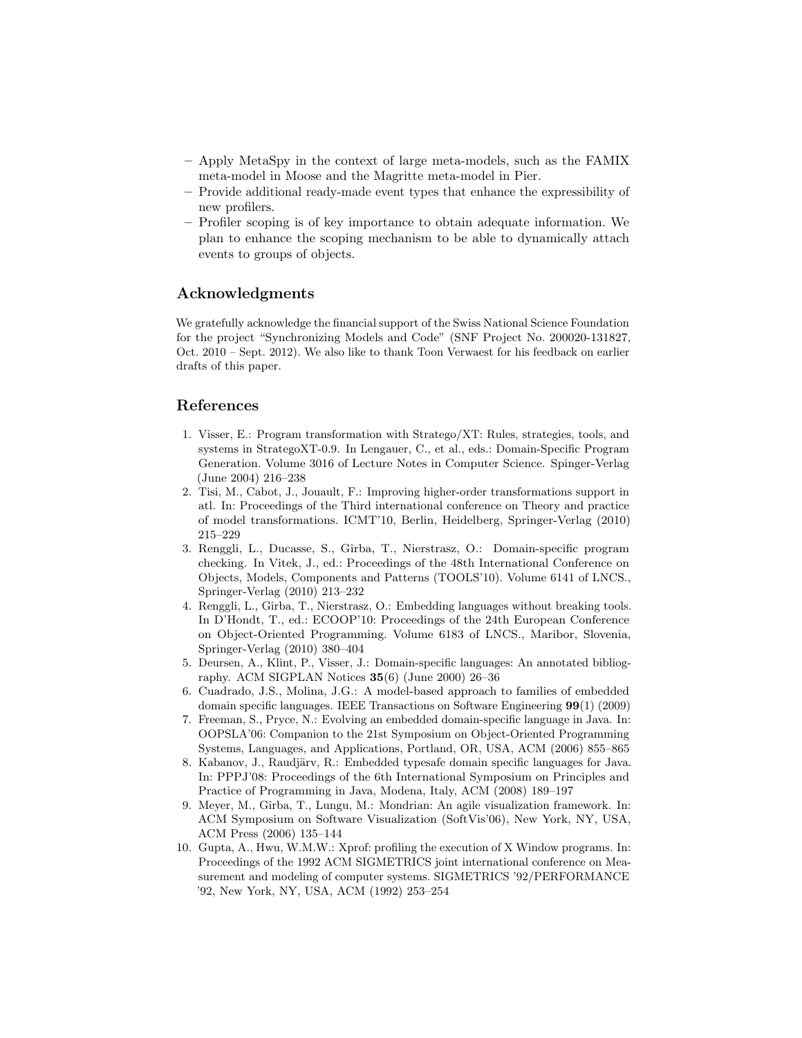- Apply MetaSpy in the context of large meta-models, such as the FAMIX meta-model in Moose and the Magritte meta-model in Pier.
- Provide additional ready-made event types that enhance the expressibility of new profilers.
- Profiler scoping is of key importance to obtain adequate information. We plan to enhance the scoping mechanism to be able to dynamically attach events to groups of objects.

## Acknowledgments

We gratefully acknowledge the financial support of the Swiss National Science Foundation for the project "Synchronizing Models and Code" (SNF Project No. 200020-131827, Oct. 2010 – Sept. 2012). We also like to thank Toon Verwaest for his feedback on earlier drafts of this paper.

## References

1. Visser, E.: Program transformation with Stratego/XT: Rules, strategies, tools, and systems in StrategoXT-0.9. In Lengauer, C., et al., eds.: Domain-Specific Program Generation. Volume 3016 of Lecture Notes in Computer Science. Spinger-Verlag (June 2004) 216–238
2. Tisi, M., Cabot, J., Jouault, F.: Improving higher-order transformations support in atl. In: Proceedings of the Third international conference on Theory and practice of model transformations. ICMT'10, Berlin, Heidelberg, Springer-Verlag (2010) 215–229
3. Renggli, L., Ducasse, S., Gîrba, T., Nierstrasz, O.: Domain-specific program checking. In Vitek, J., ed.: Proceedings of the 48th International Conference on Objects, Models, Components and Patterns (TOOLS'10). Volume 6141 of LNCS., Springer-Verlag (2010) 213–232
4. Renggli, L., Gîrba, T., Nierstrasz, O.: Embedding languages without breaking tools. In D'Hondt, T., ed.: ECOOP'10: Proceedings of the 24th European Conference on Object-Oriented Programming. Volume 6183 of LNCS., Maribor, Slovenia, Springer-Verlag (2010) 380–404
5. Deursen, A., Klint, P., Visser, J.: Domain-specific languages: An annotated bibliography. ACM SIGPLAN Notices **35**(6) (June 2000) 26–36
6. Cuadrado, J.S., Molina, J.G.: A model-based approach to families of embedded domain specific languages. IEEE Transactions on Software Engineering **99**(1) (2009)
7. Freeman, S., Pryce, N.: Evolving an embedded domain-specific language in Java. In: OOPSLA'06: Companion to the 21st Symposium on Object-Oriented Programming Systems, Languages, and Applications, Portland, OR, USA, ACM (2006) 855–865
8. Kabanov, J., Raudjärv, R.: Embedded typesafe domain specific languages for Java. In: PPPJ'08: Proceedings of the 6th International Symposium on Principles and Practice of Programming in Java, Modena, Italy, ACM (2008) 189–197
9. Meyer, M., Gîrba, T., Lungu, M.: Mondrian: An agile visualization framework. In: ACM Symposium on Software Visualization (SoftVis'06), New York, NY, USA, ACM Press (2006) 135–144
10. Gupta, A., Hwu, W.M.W.: Xprof: profiling the execution of X Window programs. In: Proceedings of the 1992 ACM SIGMETRICS joint international conference on Measurement and modeling of computer systems. SIGMETRICS '92/PERFORMANCE '92, New York, NY, USA, ACM (1992) 253–254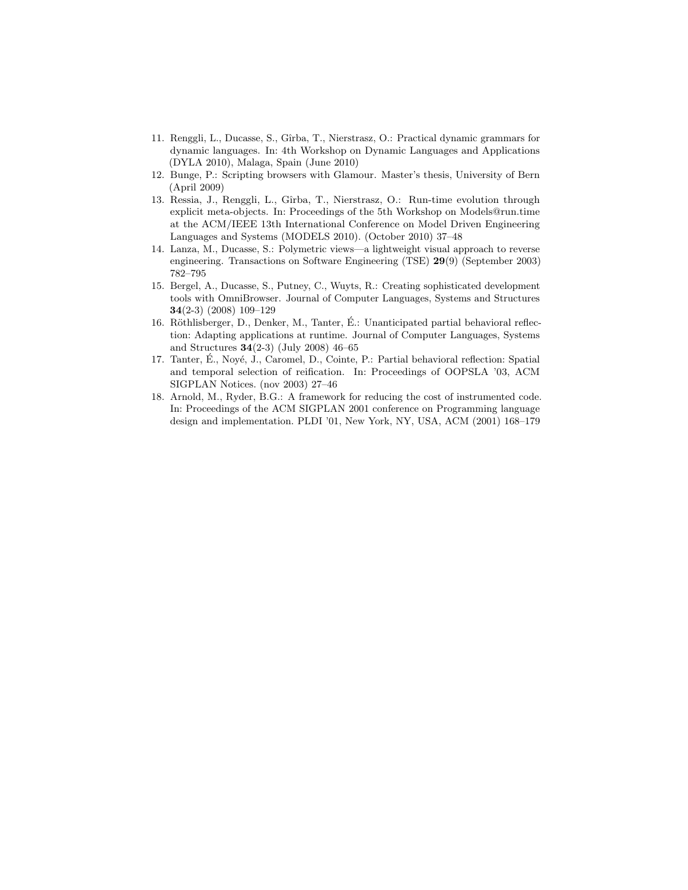11. Renggli, L., Ducasse, S., Gîrba, T., Nierstrasz, O.: Practical dynamic grammars for dynamic languages. In: 4th Workshop on Dynamic Languages and Applications (DYLA 2010), Malaga, Spain (June 2010)
12. Bunge, P.: Scripting browsers with Glamour. Master's thesis, University of Bern (April 2009)
13. Ressia, J., Renggli, L., Gîrba, T., Nierstrasz, O.: Run-time evolution through explicit meta-objects. In: Proceedings of the 5th Workshop on Models@run.time at the ACM/IEEE 13th International Conference on Model Driven Engineering Languages and Systems (MODELS 2010). (October 2010) 37–48
14. Lanza, M., Ducasse, S.: Polymetric views—a lightweight visual approach to reverse engineering. Transactions on Software Engineering (TSE) **29**(9) (September 2003) 782–795
15. Bergel, A., Ducasse, S., Putney, C., Wuyts, R.: Creating sophisticated development tools with OmniBrowser. Journal of Computer Languages, Systems and Structures **34**(2-3) (2008) 109–129
16. Röthlisberger, D., Denker, M., Tanter, É.: Unanticipated partial behavioral reflection: Adapting applications at runtime. Journal of Computer Languages, Systems and Structures **34**(2-3) (July 2008) 46–65
17. Tanter, É., Noyé, J., Caromel, D., Cointe, P.: Partial behavioral reflection: Spatial and temporal selection of reification. In: Proceedings of OOPSLA '03, ACM SIGPLAN Notices. (nov 2003) 27–46
18. Arnold, M., Ryder, B.G.: A framework for reducing the cost of instrumented code. In: Proceedings of the ACM SIGPLAN 2001 conference on Programming language design and implementation. PLDI '01, New York, NY, USA, ACM (2001) 168–179